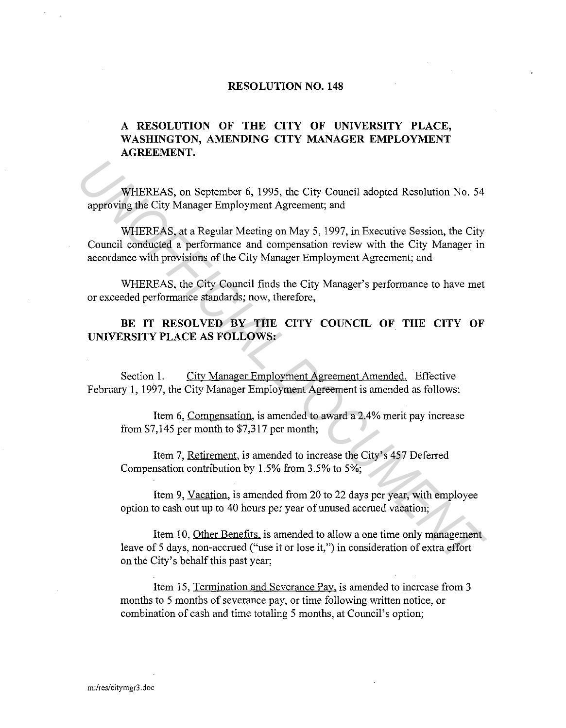# RESOLUTION NO. 148

## A RESOLUTION OF THE CITY OF UNIVERSITY PLACE, WASHINGTON, AMENDING CITY MANAGER EMPLOYMENT AGREEMENT.

WHEREAS, on September 6, 1995, the City Council adopted Resolution No. 54 approving the City Manager Employment Agreement; and

WHEREAS, at a Regular Meeting on May 5, 1997, in Executive Session, the City Council conducted a performance and compensation review with the City Manager in accordance with provisions of the City Manager Employment Agreement; and

WHEREAS, the City Council finds the City Manager's performance to have met or exceeded performance standards; now, therefore,

**BE IT RESOLVED BY THE CITY COUNCIL OF THE CITY OF UNIVERSITY PLACE AS FOLLOWS:**

Section 1. City Manager Employment Agreement Amended. Effective February 1, 1997, the City Manager Employment Agreement is amended as follows:

Item 6, Compensation, is amended to award a 2.4% merit pay increase from $7,145 per month to $7,317 per month;

Item 7, Retirement, is amended to increase the City's 457 Deferred Compensation contribution by 1.5% from 3.5% to 5%;

Item 9, Vacation, is amended from 20 to 22 days per year, with employee option to cash out up to 40 hours per year of unused accrued vacation;

Item 10, Other Benefits, is amended to allow a one time only management leave of 5 days, non-accrued ("use it or lose it,") in consideration of extra effort on the City's behalf this past year;

Item 15, Termination and Severance Pay, is amended to increase from 3 months to 5 months of severance pay, or time following written notice, or combination of cash and time totaling 5 months, at Council's option;

m:/res/citymgr3.doc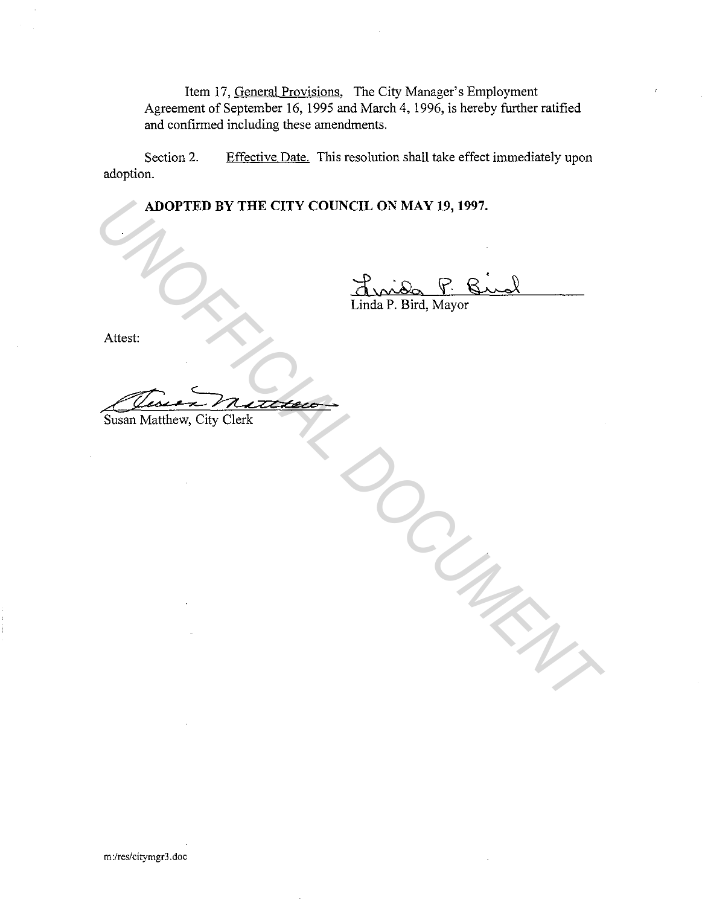Item 17, General Provisions, The City Manager's Employment Agreement of September 16, 1995 and March 4, 1996, is hereby further ratified and confirmed including these amendments.

Section 2. Effective Date. This resolution shall take effect immediately upon adoption.

**ADOPTED BY THE CITY COUNCIL ON MAY 19, 1997.**

Linda P. Bird

Linda P. Bird, Mayor

Attest:

Susan Matthew

Susan Matthew, City Clerk

UNOFFICIAL DOCUMENT

m:/res/citymgr3.doc